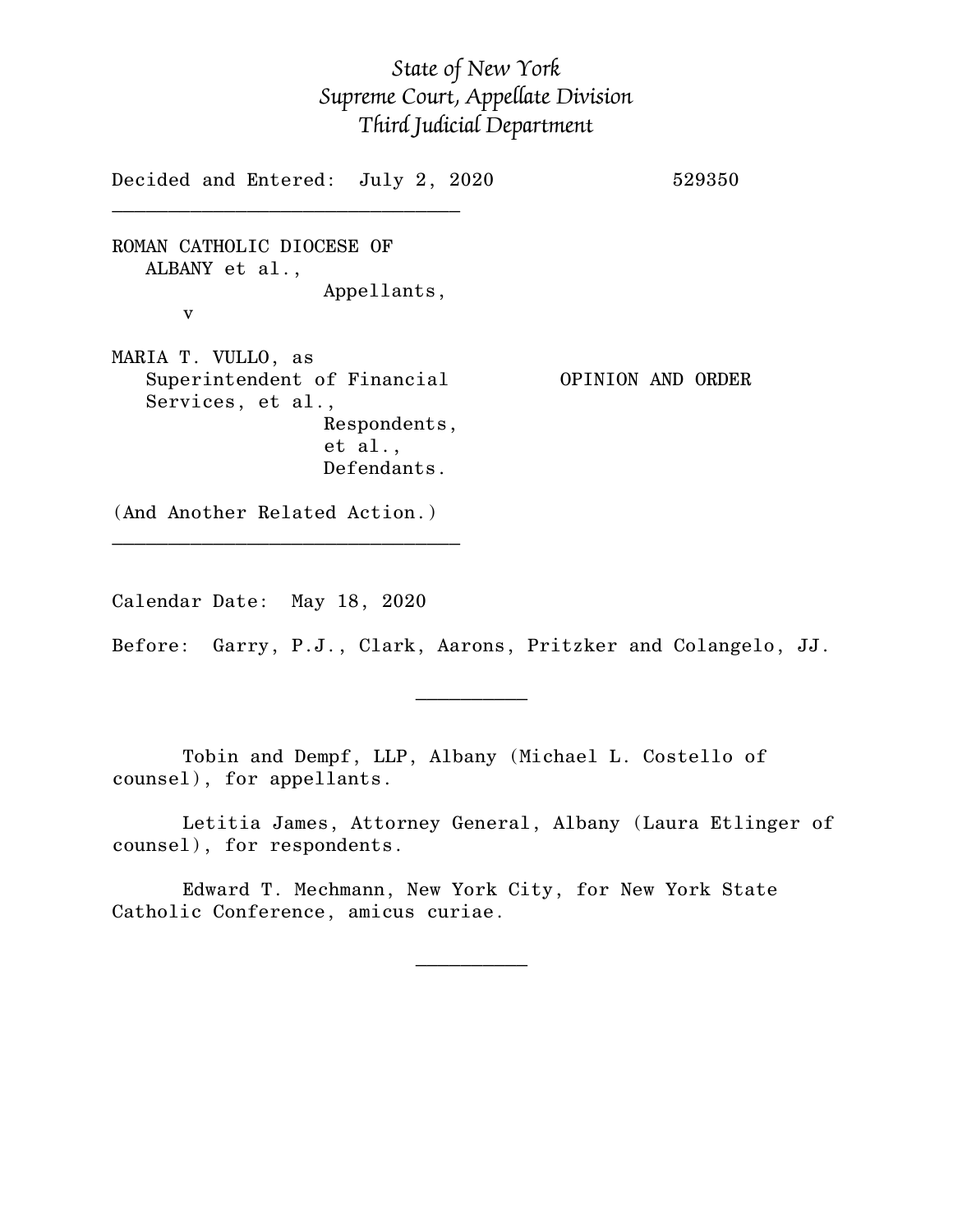*State of New York*
*Supreme Court, Appellate Division*
*Third Judicial Department*

Decided and Entered: July 2, 2020 529350

---

ROMAN CATHOLIC DIOCESE OF
ALBANY et al.,
Appellants,
v

MARIA T. VULLO, as
Superintendent of Financial
Services, et al.,
Respondents,
et al.,
Defendants.

OPINION AND ORDER

(And Another Related Action.)

---

Calendar Date: May 18, 2020

Before: Garry, P.J., Clark, Aarons, Pritzker and Colangelo, JJ.

---

Tobin and Dempf, LLP, Albany (Michael L. Costello of counsel), for appellants.

Letitia James, Attorney General, Albany (Laura Etlinger of counsel), for respondents.

Edward T. Mechmann, New York City, for New York State Catholic Conference, amicus curiae.

---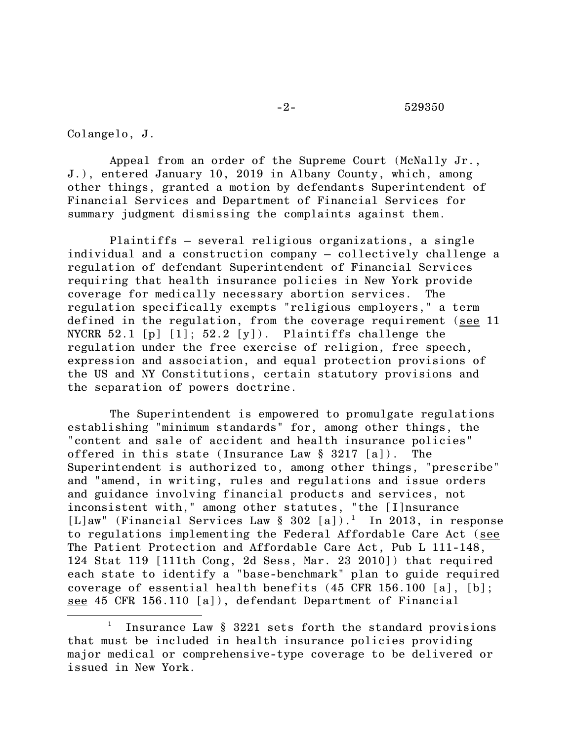Colangelo, J.

Appeal from an order of the Supreme Court (McNally Jr., J.), entered January 10, 2019 in Albany County, which, among other things, granted a motion by defendants Superintendent of Financial Services and Department of Financial Services for summary judgment dismissing the complaints against them.

Plaintiffs – several religious organizations, a single individual and a construction company – collectively challenge a regulation of defendant Superintendent of Financial Services requiring that health insurance policies in New York provide coverage for medically necessary abortion services. The regulation specifically exempts "religious employers," a term defined in the regulation, from the coverage requirement (see 11 NYCRR 52.1 [p] [1]; 52.2 [y]). Plaintiffs challenge the regulation under the free exercise of religion, free speech, expression and association, and equal protection provisions of the US and NY Constitutions, certain statutory provisions and the separation of powers doctrine.

The Superintendent is empowered to promulgate regulations establishing "minimum standards" for, among other things, the "content and sale of accident and health insurance policies" offered in this state (Insurance Law § 3217 [a]). The Superintendent is authorized to, among other things, "prescribe" and "amend, in writing, rules and regulations and issue orders and guidance involving financial products and services, not inconsistent with," among other statutes, "the [I]nsurance [L]aw" (Financial Services Law § 302 [a]).[1] In 2013, in response to regulations implementing the Federal Affordable Care Act (see The Patient Protection and Affordable Care Act, Pub L 111-148, 124 Stat 119 [111th Cong, 2d Sess, Mar. 23 2010]) that required each state to identify a "base-benchmark" plan to guide required coverage of essential health benefits (45 CFR 156.100 [a], [b]; see 45 CFR 156.110 [a]), defendant Department of Financial

[1] Insurance Law § 3221 sets forth the standard provisions that must be included in health insurance policies providing major medical or comprehensive-type coverage to be delivered or issued in New York.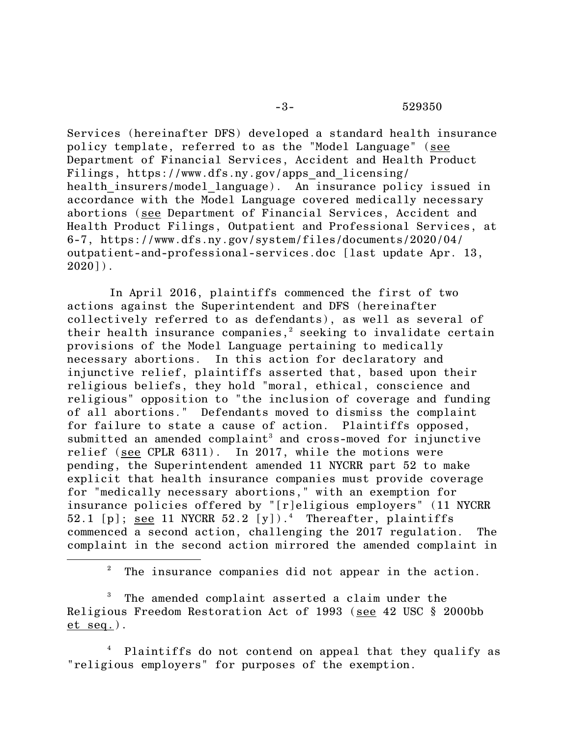Services (hereinafter DFS) developed a standard health insurance policy template, referred to as the "Model Language" (see Department of Financial Services, Accident and Health Product Filings, https://www.dfs.ny.gov/apps_and_licensing/health_insurers/model_language). An insurance policy issued in accordance with the Model Language covered medically necessary abortions (see Department of Financial Services, Accident and Health Product Filings, Outpatient and Professional Services, at 6-7, https://www.dfs.ny.gov/system/files/documents/2020/04/outpatient-and-professional-services.doc [last update Apr. 13, 2020]).

In April 2016, plaintiffs commenced the first of two actions against the Superintendent and DFS (hereinafter collectively referred to as defendants), as well as several of their health insurance companies,[2] seeking to invalidate certain provisions of the Model Language pertaining to medically necessary abortions. In this action for declaratory and injunctive relief, plaintiffs asserted that, based upon their religious beliefs, they hold "moral, ethical, conscience and religious" opposition to "the inclusion of coverage and funding of all abortions." Defendants moved to dismiss the complaint for failure to state a cause of action. Plaintiffs opposed, submitted an amended complaint[3] and cross-moved for injunctive relief (see CPLR 6311). In 2017, while the motions were pending, the Superintendent amended 11 NYCRR part 52 to make explicit that health insurance companies must provide coverage for "medically necessary abortions," with an exemption for insurance policies offered by "[r]eligious employers" (11 NYCRR 52.1 [p]; see 11 NYCRR 52.2 [y]).[4] Thereafter, plaintiffs commenced a second action, challenging the 2017 regulation. The complaint in the second action mirrored the amended complaint in

---

[2] The insurance companies did not appear in the action.

[3] The amended complaint asserted a claim under the Religious Freedom Restoration Act of 1993 (see 42 USC § 2000bb et seq.).

[4] Plaintiffs do not contend on appeal that they qualify as "religious employers" for purposes of the exemption.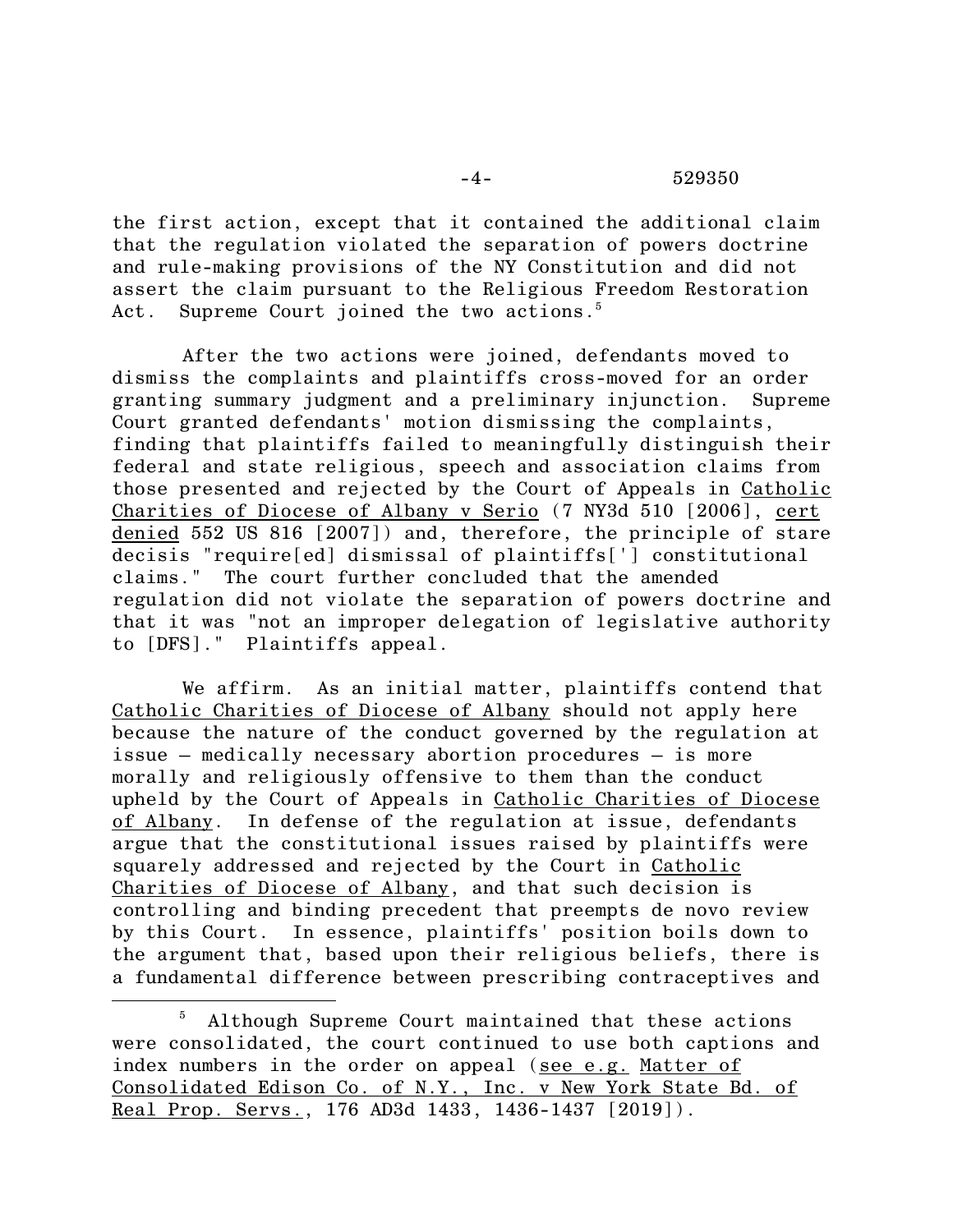the first action, except that it contained the additional claim that the regulation violated the separation of powers doctrine and rule-making provisions of the NY Constitution and did not assert the claim pursuant to the Religious Freedom Restoration Act. Supreme Court joined the two actions.[5]

After the two actions were joined, defendants moved to dismiss the complaints and plaintiffs cross-moved for an order granting summary judgment and a preliminary injunction. Supreme Court granted defendants' motion dismissing the complaints, finding that plaintiffs failed to meaningfully distinguish their federal and state religious, speech and association claims from those presented and rejected by the Court of Appeals in Catholic Charities of Diocese of Albany v Serio (7 NY3d 510 [2006], cert denied 552 US 816 [2007]) and, therefore, the principle of stare decisis "require[ed] dismissal of plaintiffs['] constitutional claims." The court further concluded that the amended regulation did not violate the separation of powers doctrine and that it was "not an improper delegation of legislative authority to [DFS]." Plaintiffs appeal.

We affirm. As an initial matter, plaintiffs contend that Catholic Charities of Diocese of Albany should not apply here because the nature of the conduct governed by the regulation at issue – medically necessary abortion procedures – is more morally and religiously offensive to them than the conduct upheld by the Court of Appeals in Catholic Charities of Diocese of Albany. In defense of the regulation at issue, defendants argue that the constitutional issues raised by plaintiffs were squarely addressed and rejected by the Court in Catholic Charities of Diocese of Albany, and that such decision is controlling and binding precedent that preempts de novo review by this Court. In essence, plaintiffs' position boils down to the argument that, based upon their religious beliefs, there is a fundamental difference between prescribing contraceptives and

---

[5] Although Supreme Court maintained that these actions were consolidated, the court continued to use both captions and index numbers in the order on appeal (see e.g. Matter of Consolidated Edison Co. of N.Y., Inc. v New York State Bd. of Real Prop. Servs., 176 AD3d 1433, 1436-1437 [2019]).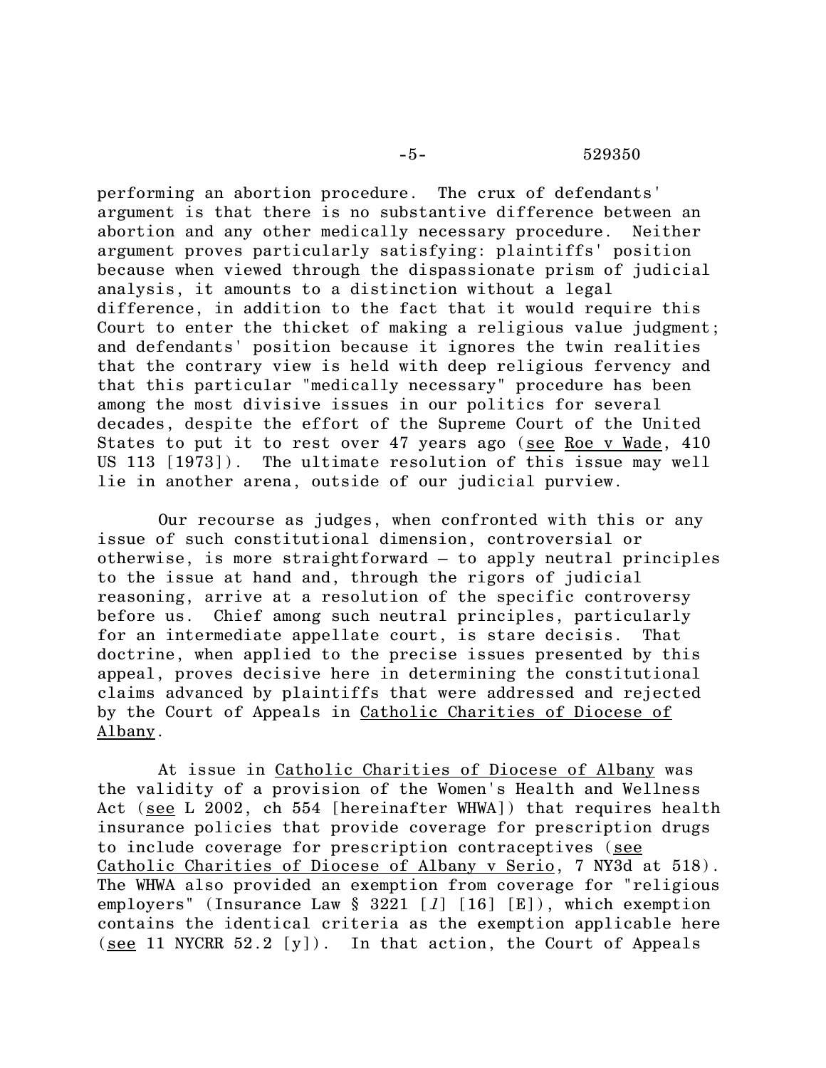performing an abortion procedure. The crux of defendants' argument is that there is no substantive difference between an abortion and any other medically necessary procedure. Neither argument proves particularly satisfying: plaintiffs' position because when viewed through the dispassionate prism of judicial analysis, it amounts to a distinction without a legal difference, in addition to the fact that it would require this Court to enter the thicket of making a religious value judgment; and defendants' position because it ignores the twin realities that the contrary view is held with deep religious fervency and that this particular "medically necessary" procedure has been among the most divisive issues in our politics for several decades, despite the effort of the Supreme Court of the United States to put it to rest over 47 years ago (see Roe v Wade, 410 US 113 [1973]). The ultimate resolution of this issue may well lie in another arena, outside of our judicial purview.

Our recourse as judges, when confronted with this or any issue of such constitutional dimension, controversial or otherwise, is more straightforward – to apply neutral principles to the issue at hand and, through the rigors of judicial reasoning, arrive at a resolution of the specific controversy before us. Chief among such neutral principles, particularly for an intermediate appellate court, is stare decisis. That doctrine, when applied to the precise issues presented by this appeal, proves decisive here in determining the constitutional claims advanced by plaintiffs that were addressed and rejected by the Court of Appeals in Catholic Charities of Diocese of Albany.

At issue in Catholic Charities of Diocese of Albany was the validity of a provision of the Women's Health and Wellness Act (see L 2002, ch 554 [hereinafter WHWA]) that requires health insurance policies that provide coverage for prescription drugs to include coverage for prescription contraceptives (see Catholic Charities of Diocese of Albany v Serio, 7 NY3d at 518). The WHWA also provided an exemption from coverage for "religious employers" (Insurance Law § 3221 [*l*] [16] [E]), which exemption contains the identical criteria as the exemption applicable here (see 11 NYCRR 52.2 [y]). In that action, the Court of Appeals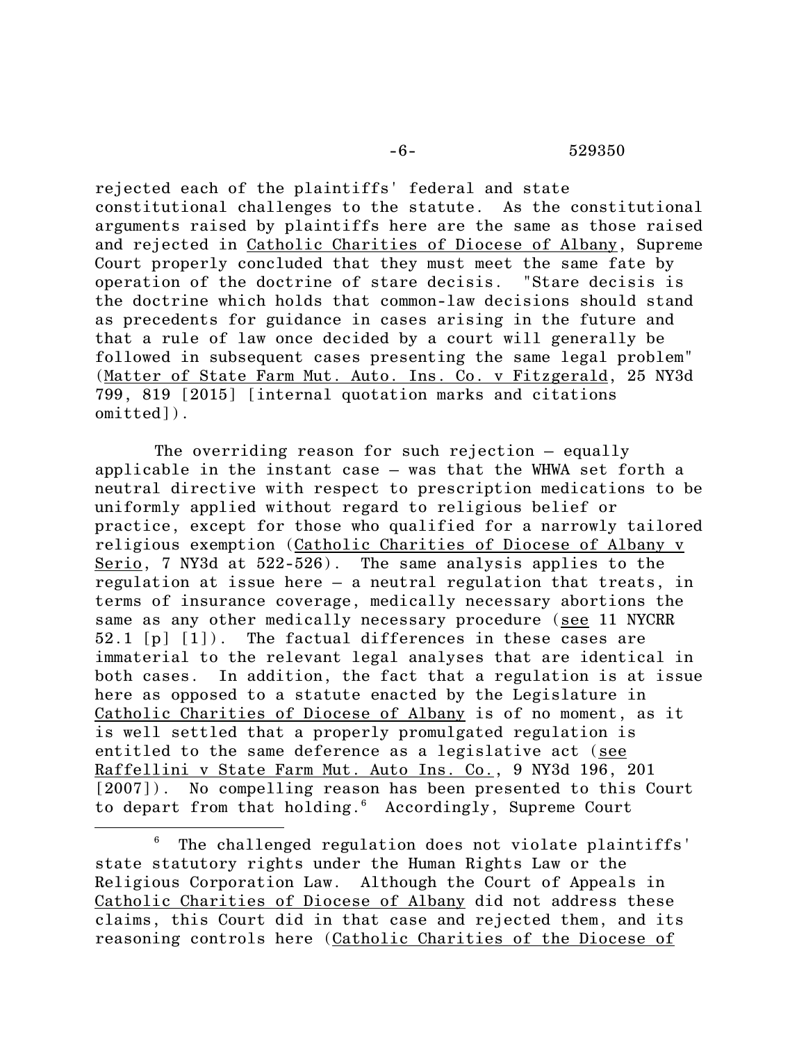rejected each of the plaintiffs' federal and state constitutional challenges to the statute. As the constitutional arguments raised by plaintiffs here are the same as those raised and rejected in Catholic Charities of Diocese of Albany, Supreme Court properly concluded that they must meet the same fate by operation of the doctrine of stare decisis. "Stare decisis is the doctrine which holds that common-law decisions should stand as precedents for guidance in cases arising in the future and that a rule of law once decided by a court will generally be followed in subsequent cases presenting the same legal problem" (Matter of State Farm Mut. Auto. Ins. Co. v Fitzgerald, 25 NY3d 799, 819 [2015] [internal quotation marks and citations omitted]).

The overriding reason for such rejection – equally applicable in the instant case – was that the WHWA set forth a neutral directive with respect to prescription medications to be uniformly applied without regard to religious belief or practice, except for those who qualified for a narrowly tailored religious exemption (Catholic Charities of Diocese of Albany v Serio, 7 NY3d at 522-526). The same analysis applies to the regulation at issue here – a neutral regulation that treats, in terms of insurance coverage, medically necessary abortions the same as any other medically necessary procedure (see 11 NYCRR 52.1 [p] [1]). The factual differences in these cases are immaterial to the relevant legal analyses that are identical in both cases. In addition, the fact that a regulation is at issue here as opposed to a statute enacted by the Legislature in Catholic Charities of Diocese of Albany is of no moment, as it is well settled that a properly promulgated regulation is entitled to the same deference as a legislative act (see Raffellini v State Farm Mut. Auto Ins. Co., 9 NY3d 196, 201 [2007]). No compelling reason has been presented to this Court to depart from that holding.[6] Accordingly, Supreme Court

[6] The challenged regulation does not violate plaintiffs' state statutory rights under the Human Rights Law or the Religious Corporation Law. Although the Court of Appeals in Catholic Charities of Diocese of Albany did not address these claims, this Court did in that case and rejected them, and its reasoning controls here (Catholic Charities of the Diocese of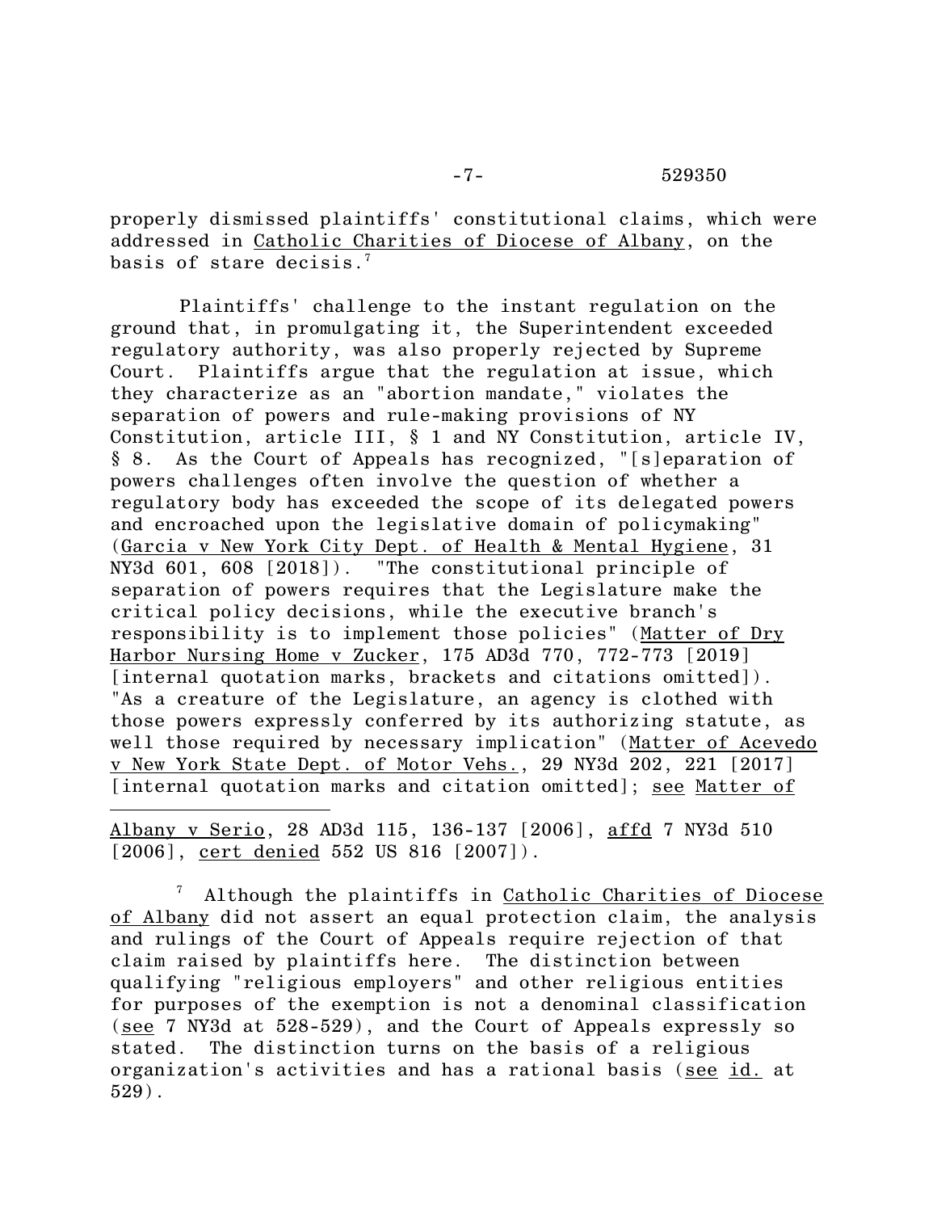properly dismissed plaintiffs' constitutional claims, which were addressed in Catholic Charities of Diocese of Albany, on the basis of stare decisis.[7]

Plaintiffs' challenge to the instant regulation on the ground that, in promulgating it, the Superintendent exceeded regulatory authority, was also properly rejected by Supreme Court. Plaintiffs argue that the regulation at issue, which they characterize as an "abortion mandate," violates the separation of powers and rule-making provisions of NY Constitution, article III, § 1 and NY Constitution, article IV, § 8. As the Court of Appeals has recognized, "[s]eparation of powers challenges often involve the question of whether a regulatory body has exceeded the scope of its delegated powers and encroached upon the legislative domain of policymaking" (Garcia v New York City Dept. of Health & Mental Hygiene, 31 NY3d 601, 608 [2018]). "The constitutional principle of separation of powers requires that the Legislature make the critical policy decisions, while the executive branch's responsibility is to implement those policies" (Matter of Dry Harbor Nursing Home v Zucker, 175 AD3d 770, 772-773 [2019] [internal quotation marks, brackets and citations omitted]). "As a creature of the Legislature, an agency is clothed with those powers expressly conferred by its authorizing statute, as well those required by necessary implication" (Matter of Acevedo v New York State Dept. of Motor Vehs., 29 NY3d 202, 221 [2017] [internal quotation marks and citation omitted]; see Matter of

---

Albany v Serio, 28 AD3d 115, 136-137 [2006], affd 7 NY3d 510 [2006], cert denied 552 US 816 [2007]).

[7] Although the plaintiffs in Catholic Charities of Diocese of Albany did not assert an equal protection claim, the analysis and rulings of the Court of Appeals require rejection of that claim raised by plaintiffs here. The distinction between qualifying "religious employers" and other religious entities for purposes of the exemption is not a denominal classification (see 7 NY3d at 528-529), and the Court of Appeals expressly so stated. The distinction turns on the basis of a religious organization's activities and has a rational basis (see id. at 529).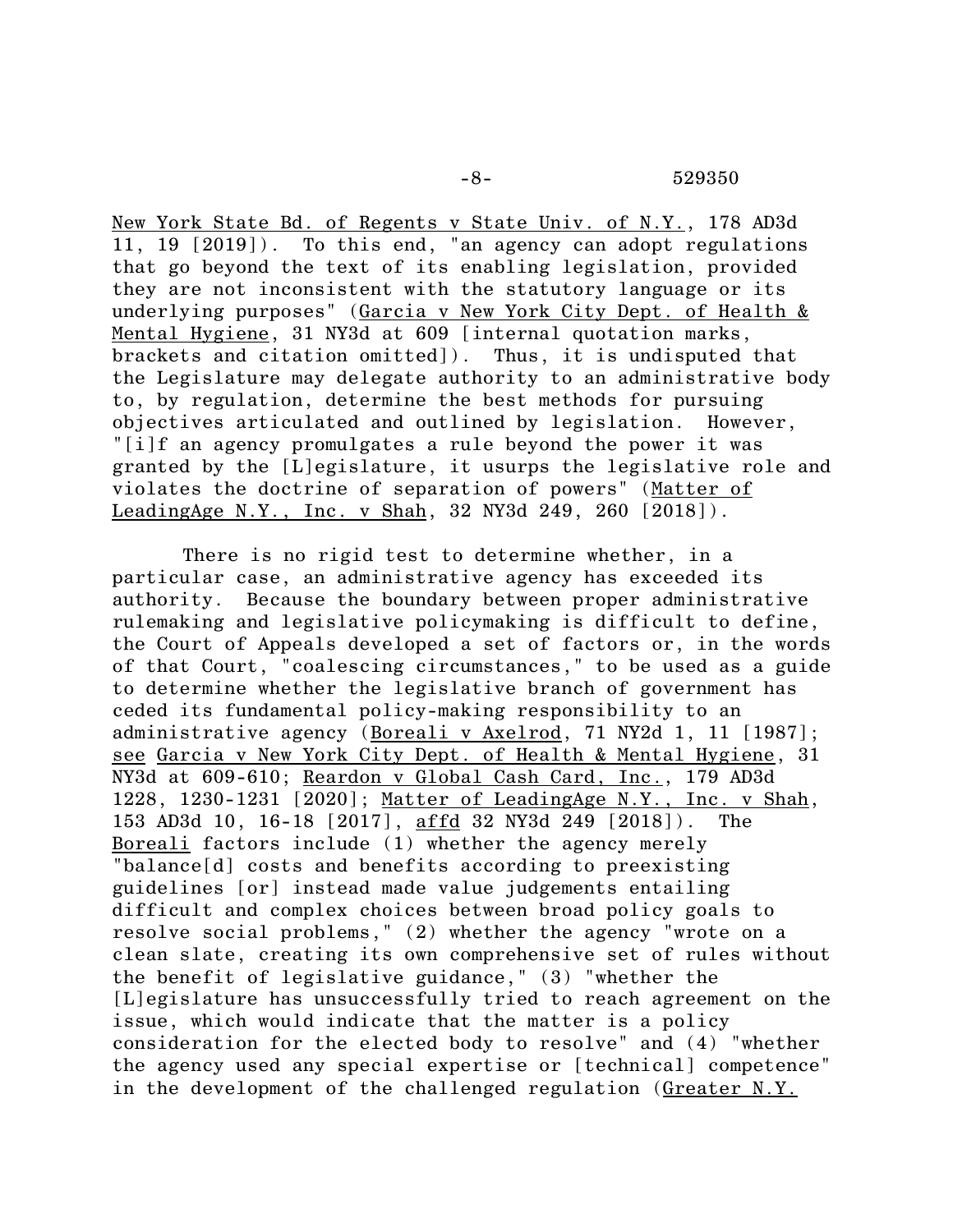New York State Bd. of Regents v State Univ. of N.Y., 178 AD3d 11, 19 [2019]). To this end, "an agency can adopt regulations that go beyond the text of its enabling legislation, provided they are not inconsistent with the statutory language or its underlying purposes" (Garcia v New York City Dept. of Health & Mental Hygiene, 31 NY3d at 609 [internal quotation marks, brackets and citation omitted]). Thus, it is undisputed that the Legislature may delegate authority to an administrative body to, by regulation, determine the best methods for pursuing objectives articulated and outlined by legislation. However, "[i]f an agency promulgates a rule beyond the power it was granted by the [L]egislature, it usurps the legislative role and violates the doctrine of separation of powers" (Matter of LeadingAge N.Y., Inc. v Shah, 32 NY3d 249, 260 [2018]).

There is no rigid test to determine whether, in a particular case, an administrative agency has exceeded its authority. Because the boundary between proper administrative rulemaking and legislative policymaking is difficult to define, the Court of Appeals developed a set of factors or, in the words of that Court, "coalescing circumstances," to be used as a guide to determine whether the legislative branch of government has ceded its fundamental policy-making responsibility to an administrative agency (Boreali v Axelrod, 71 NY2d 1, 11 [1987]; see Garcia v New York City Dept. of Health & Mental Hygiene, 31 NY3d at 609-610; Reardon v Global Cash Card, Inc., 179 AD3d 1228, 1230-1231 [2020]; Matter of LeadingAge N.Y., Inc. v Shah, 153 AD3d 10, 16-18 [2017], affd 32 NY3d 249 [2018]). The Boreali factors include (1) whether the agency merely "balance[d] costs and benefits according to preexisting guidelines [or] instead made value judgements entailing difficult and complex choices between broad policy goals to resolve social problems," (2) whether the agency "wrote on a clean slate, creating its own comprehensive set of rules without the benefit of legislative guidance," (3) "whether the [L]egislature has unsuccessfully tried to reach agreement on the issue, which would indicate that the matter is a policy consideration for the elected body to resolve" and (4) "whether the agency used any special expertise or [technical] competence" in the development of the challenged regulation (Greater N.Y.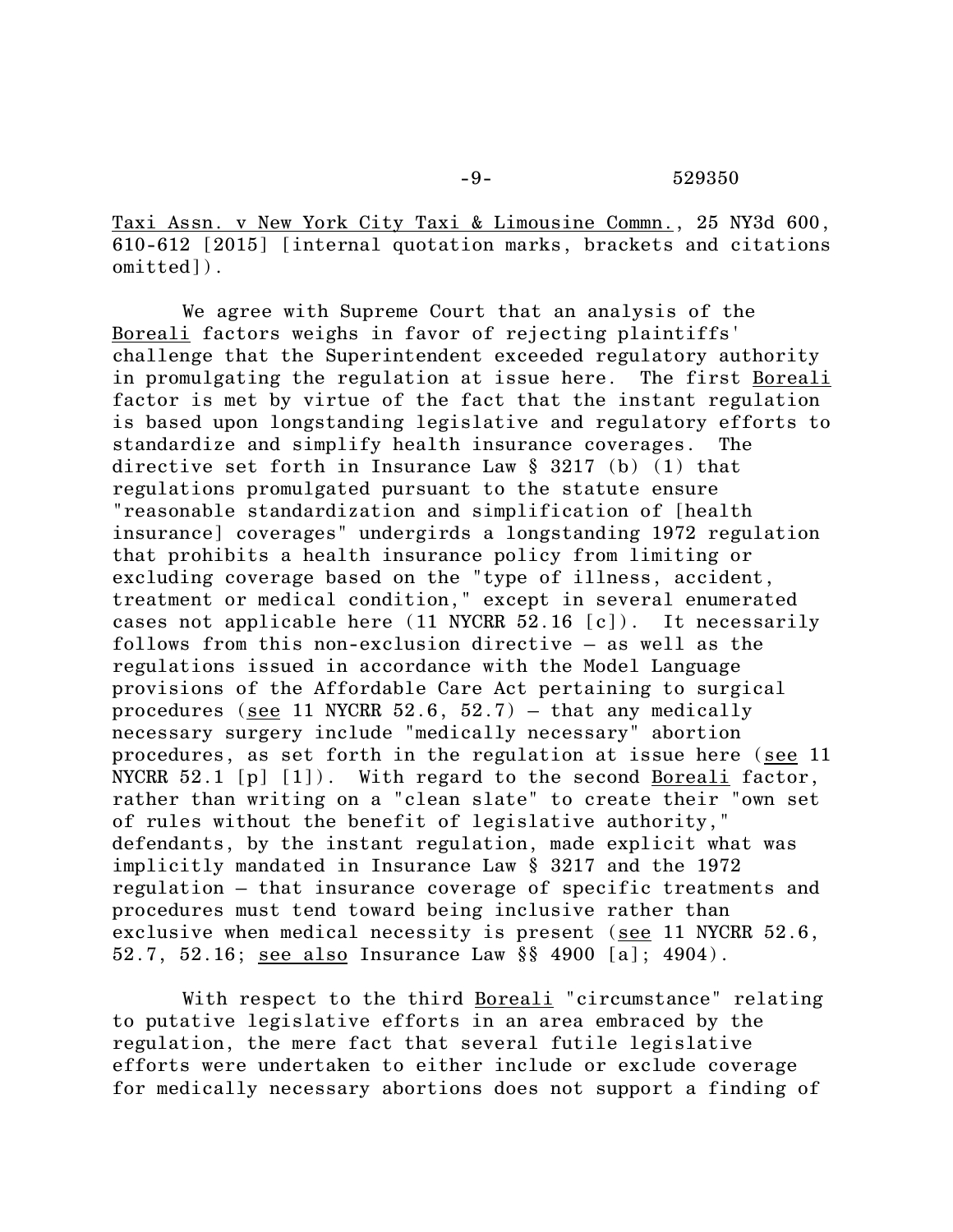Taxi Assn. v New York City Taxi & Limousine Commn., 25 NY3d 600, 610-612 [2015] [internal quotation marks, brackets and citations omitted]).

We agree with Supreme Court that an analysis of the Boreali factors weighs in favor of rejecting plaintiffs' challenge that the Superintendent exceeded regulatory authority in promulgating the regulation at issue here. The first Boreali factor is met by virtue of the fact that the instant regulation is based upon longstanding legislative and regulatory efforts to standardize and simplify health insurance coverages. The directive set forth in Insurance Law § 3217 (b) (1) that regulations promulgated pursuant to the statute ensure "reasonable standardization and simplification of [health insurance] coverages" undergirds a longstanding 1972 regulation that prohibits a health insurance policy from limiting or excluding coverage based on the "type of illness, accident, treatment or medical condition," except in several enumerated cases not applicable here (11 NYCRR 52.16 [c]). It necessarily follows from this non-exclusion directive – as well as the regulations issued in accordance with the Model Language provisions of the Affordable Care Act pertaining to surgical procedures (see 11 NYCRR 52.6, 52.7) – that any medically necessary surgery include "medically necessary" abortion procedures, as set forth in the regulation at issue here (see 11 NYCRR 52.1 [p] [1]). With regard to the second Boreali factor, rather than writing on a "clean slate" to create their "own set of rules without the benefit of legislative authority," defendants, by the instant regulation, made explicit what was implicitly mandated in Insurance Law § 3217 and the 1972 regulation – that insurance coverage of specific treatments and procedures must tend toward being inclusive rather than exclusive when medical necessity is present (see 11 NYCRR 52.6, 52.7, 52.16; see also Insurance Law §§ 4900 [a]; 4904).

With respect to the third Boreali "circumstance" relating to putative legislative efforts in an area embraced by the regulation, the mere fact that several futile legislative efforts were undertaken to either include or exclude coverage for medically necessary abortions does not support a finding of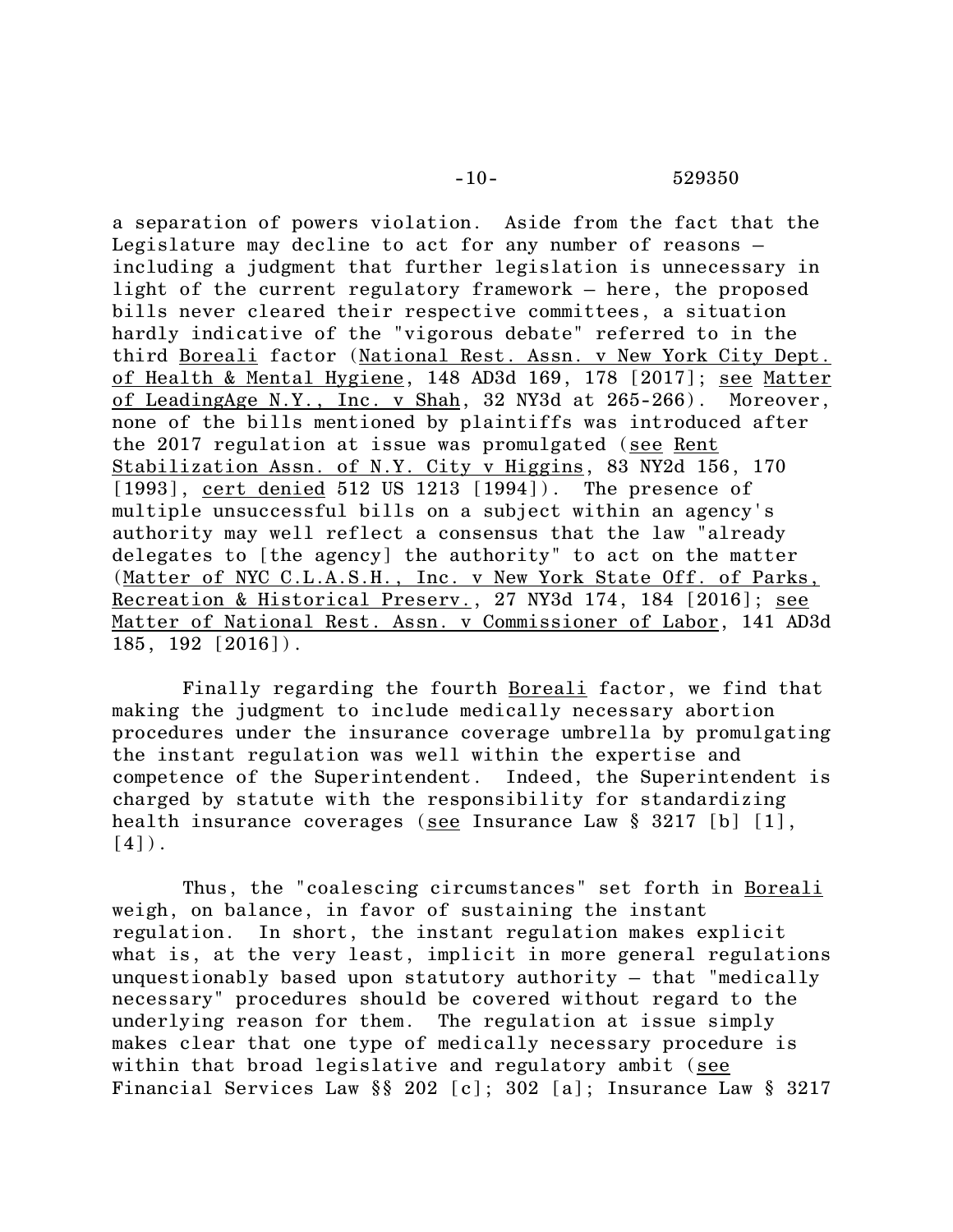a separation of powers violation. Aside from the fact that the Legislature may decline to act for any number of reasons – including a judgment that further legislation is unnecessary in light of the current regulatory framework – here, the proposed bills never cleared their respective committees, a situation hardly indicative of the "vigorous debate" referred to in the third Boreali factor (National Rest. Assn. v New York City Dept. of Health & Mental Hygiene, 148 AD3d 169, 178 [2017]; see Matter of LeadingAge N.Y., Inc. v Shah, 32 NY3d at 265-266). Moreover, none of the bills mentioned by plaintiffs was introduced after the 2017 regulation at issue was promulgated (see Rent Stabilization Assn. of N.Y. City v Higgins, 83 NY2d 156, 170 [1993], cert denied 512 US 1213 [1994]). The presence of multiple unsuccessful bills on a subject within an agency's authority may well reflect a consensus that the law "already delegates to [the agency] the authority" to act on the matter (Matter of NYC C.L.A.S.H., Inc. v New York State Off. of Parks, Recreation & Historical Preserv., 27 NY3d 174, 184 [2016]; see Matter of National Rest. Assn. v Commissioner of Labor, 141 AD3d 185, 192 [2016]).

Finally regarding the fourth Boreali factor, we find that making the judgment to include medically necessary abortion procedures under the insurance coverage umbrella by promulgating the instant regulation was well within the expertise and competence of the Superintendent. Indeed, the Superintendent is charged by statute with the responsibility for standardizing health insurance coverages (see Insurance Law § 3217 [b] [1], [4]).

Thus, the "coalescing circumstances" set forth in Boreali weigh, on balance, in favor of sustaining the instant regulation. In short, the instant regulation makes explicit what is, at the very least, implicit in more general regulations unquestionably based upon statutory authority – that "medically necessary" procedures should be covered without regard to the underlying reason for them. The regulation at issue simply makes clear that one type of medically necessary procedure is within that broad legislative and regulatory ambit (see Financial Services Law §§ 202 [c]; 302 [a]; Insurance Law § 3217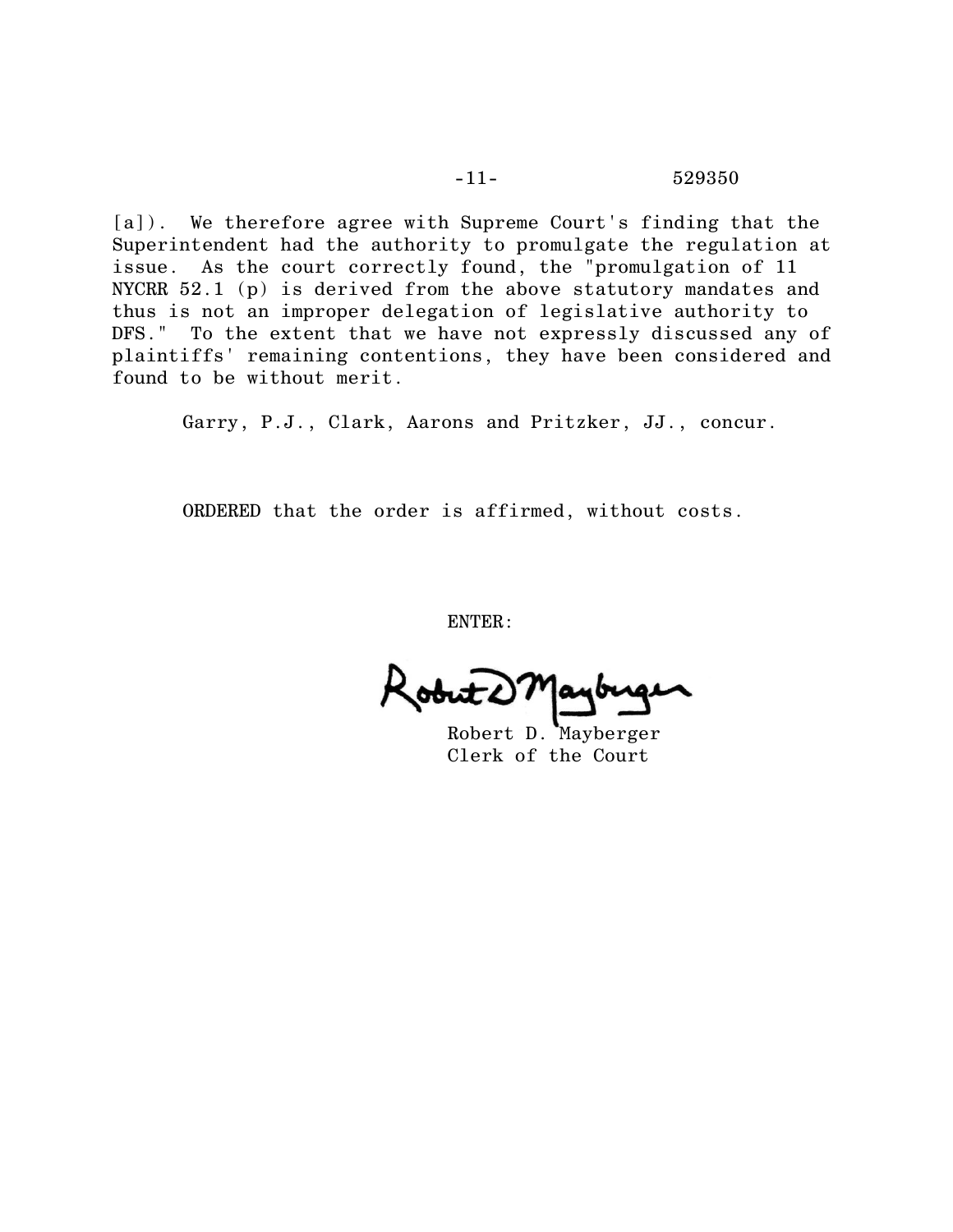[a]). We therefore agree with Supreme Court's finding that the Superintendent had the authority to promulgate the regulation at issue. As the court correctly found, the "promulgation of 11 NYCRR 52.1 (p) is derived from the above statutory mandates and thus is not an improper delegation of legislative authority to DFS." To the extent that we have not expressly discussed any of plaintiffs' remaining contentions, they have been considered and found to be without merit.

Garry, P.J., Clark, Aarons and Pritzker, JJ., concur.

ORDERED that the order is affirmed, without costs.

ENTER:

Robert D. Mayberger
Clerk of the Court